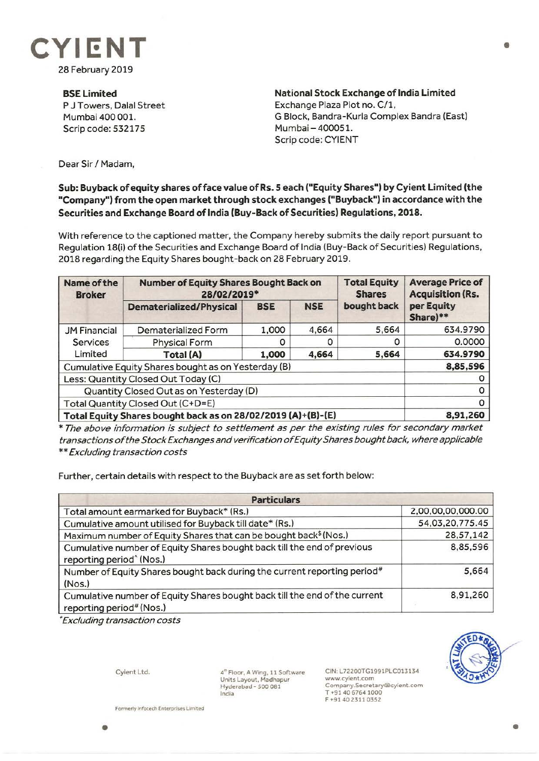# CYIENT

28 February 2019

**BSE Limited**
P J Towers, Dalal Street
Mumbai 400 001.
Scrip code: 532175

**National Stock Exchange of India Limited**
Exchange Plaza Plot no. C/1,
G Block, Bandra-Kurla Complex Bandra (East)
Mumbai – 400051.
Scrip code: CYIENT

Dear Sir / Madam,

**Sub: Buyback of equity shares of face value of Rs. 5 each ("Equity Shares") by Cyient Limited (the "Company") from the open market through stock exchanges ("Buyback") in accordance with the Securities and Exchange Board of India (Buy-Back of Securities) Regulations, 2018.**

With reference to the captioned matter, the Company hereby submits the daily report pursuant to Regulation 18(i) of the Securities and Exchange Board of India (Buy-Back of Securities) Regulations, 2018 regarding the Equity Shares bought-back on 28 February 2019.

| Name of the Broker | Number of Equity Shares Bought Back on 28/02/2019* | | | Total Equity Shares bought back | Average Price of Acquisition (Rs. per Equity Share)** |
|---|---|---|---|---|---|
| | Dematerialized/Physical | BSE | NSE | | |
| JM Financial Services Limited | Dematerialized Form | 1,000 | 4,664 | 5,664 | 634.9790 |
| | Physical Form | 0 | 0 | 0 | 0.0000 |
| | **Total (A)** | **1,000** | **4,664** | **5,664** | **634.9790** |
| Cumulative Equity Shares bought as on Yesterday (B) | | | | | **8,85,596** |
| Less: Quantity Closed Out Today (C) | | | | | 0 |
| Quantity Closed Out as on Yesterday (D) | | | | | 0 |
| Total Quantity Closed Out (C+D=E) | | | | | 0 |
| **Total Equity Shares bought back as on 28/02/2019 (A)+(B)-(E)** | | | | | **8,91,260** |

*\* The above information is subject to settlement as per the existing rules for secondary market transactions of the Stock Exchanges and verification of Equity Shares bought back, where applicable*
*\*\* Excluding transaction costs*

Further, certain details with respect to the Buyback are as set forth below:

| Particulars | |
|---|---|
| Total amount earmarked for Buyback* (Rs.) | 2,00,00,00,000.00 |
| Cumulative amount utilised for Buyback till date* (Rs.) | 54,03,20,775.45 |
| Maximum number of Equity Shares that can be bought back$ (Nos.) | 28,57,142 |
| Cumulative number of Equity Shares bought back till the end of previous reporting period^ (Nos.) | 8,85,596 |
| Number of Equity Shares bought back during the current reporting period# (Nos.) | 5,664 |
| Cumulative number of Equity Shares bought back till the end of the current reporting period# (Nos.) | 8,91,260 |

*\*Excluding transaction costs*

Cyient Ltd.

4th Floor, A Wing, 11 Software Units Layout, Madhapur
Hyderabad - 500 081
India

CIN: L72200TG1991PLC013134
www.cyient.com
Company.Secretary@cyient.com
T +91 40 6764 1000
F +91 40 2311 0352

Formerly Infotech Enterprises Limited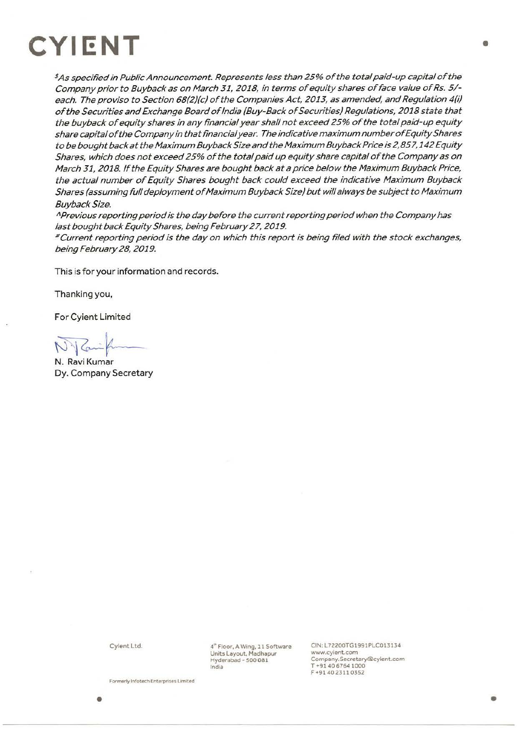# CYIENT

*$As specified in Public Announcement. Represents less than 25% of the total paid-up capital of the Company prior to Buyback as on March 31, 2018, in terms of equity shares of face value of Rs. 5/- each. The proviso to Section 68(2)(c) of the Companies Act, 2013, as amended, and Regulation 4(i) of the Securities and Exchange Board of India (Buy-Back of Securities) Regulations, 2018 state that the buyback of equity shares in any financial year shall not exceed 25% of the total paid-up equity share capital of the Company in that financial year. The indicative maximum number of Equity Shares to be bought back at the Maximum Buyback Size and the Maximum Buyback Price is 2,857,142 Equity Shares, which does not exceed 25% of the total paid up equity share capital of the Company as on March 31, 2018. If the Equity Shares are bought back at a price below the Maximum Buyback Price, the actual number of Equity Shares bought back could exceed the indicative Maximum Buyback Shares (assuming full deployment of Maximum Buyback Size) but will always be subject to Maximum Buyback Size.*

*^Previous reporting period is the day before the current reporting period when the Company has last bought back Equity Shares, being February 27, 2019.*

*#Current reporting period is the day on which this report is being filed with the stock exchanges, being February 28, 2019.*

This is for your information and records.

Thanking you,

For Cyient Limited

N. Ravi Kumar
Dy. Company Secretary

Cyient Ltd.

4th Floor, A Wing, 11 Software Units Layout, Madhapur
Hyderabad - 500 081
India

CIN: L72200TG1991PLC013134
www.cyient.com
Company.Secretary@cyient.com
T +91 40 6764 1000
F +91 40 2311 0352

Formerly Infotech Enterprises Limited